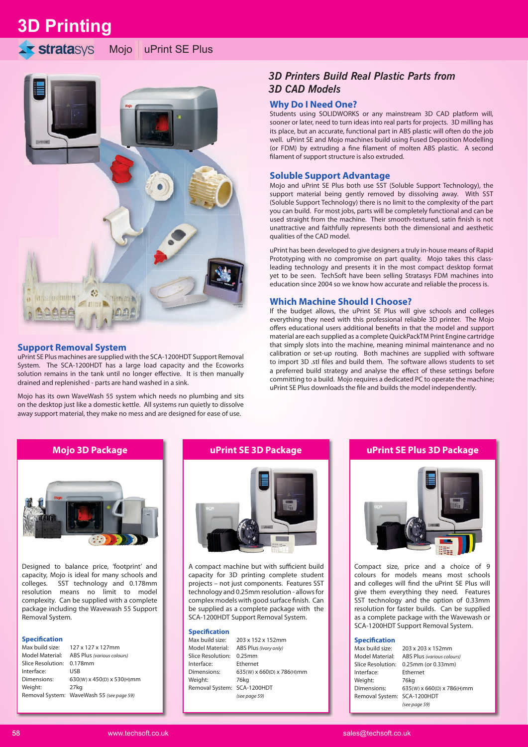# 3D Printing

stratasys Mojo | uPrint SE Plus

## 3D Printers Build Real Plastic Parts from 3D CAD Models

### Why Do I Need One?

Students using SOLIDWORKS or any mainstream 3D CAD platform will, sooner or later, need to turn ideas into real parts for projects. 3D milling has its place, but an accurate, functional part in ABS plastic will often do the job well. uPrint SE and Mojo machines build using Fused Deposition Modelling (or FDM) by extruding a fine filament of molten ABS plastic. A second filament of support structure is also extruded.

### Soluble Support Advantage

Mojo and uPrint SE Plus both use SST (Soluble Support Technology), the support material being gently removed by dissolving away. With SST (Soluble Support Technology) there is no limit to the complexity of the part you can build. For most jobs, parts will be completely functional and can be used straight from the machine. Their smooth-textured, satin finish is not unattractive and faithfully represents both the dimensional and aesthetic qualities of the CAD model.

uPrint has been developed to give designers a truly in-house means of Rapid Prototyping with no compromise on part quality. Mojo takes this class-leading technology and presents it in the most compact desktop format yet to be seen. TechSoft have been selling Stratasys FDM machines into education since 2004 so we know how accurate and reliable the process is.

### Which Machine Should I Choose?

If the budget allows, the uPrint SE Plus will give schools and colleges everything they need with this professional reliable 3D printer. The Mojo offers educational users additional benefits in that the model and support material are each supplied as a complete QuickPackTM Print Engine cartridge that simply slots into the machine, meaning minimal maintenance and no calibration or set-up routing. Both machines are supplied with software to import 3D .stl files and build them. The software allows students to set a preferred build strategy and analyse the effect of these settings before committing to a build. Mojo requires a dedicated PC to operate the machine; uPrint SE Plus downloads the file and builds the model independently.

### Support Removal System

uPrint SE Plus machines are supplied with the SCA-1200HDT Support Removal System. The SCA-1200HDT has a large load capacity and the Ecoworks solution remains in the tank until no longer effective. It is then manually drained and replenished - parts are hand washed in a sink.

Mojo has its own WaveWash 55 system which needs no plumbing and sits on the desktop just like a domestic kettle. All systems run quietly to dissolve away support material, they make no mess and are designed for ease of use.

## Mojo 3D Package

Designed to balance price, 'footprint' and capacity, Mojo is ideal for many schools and colleges. SST technology and 0.178mm resolution means no limit to model complexity. Can be supplied with a complete package including the Wavewash 55 Support Removal System.

### Specification

| | |
|---|---|
| Max build size: | 127 x 127 x 127mm |
| Model Material: | ABS Plus *(various colours)* |
| Slice Resolution: | 0.178mm |
| Interface: | USB |
| Dimensions: | 630(W) x 450(D) x 530(H)mm |
| Weight: | 27kg |
| Removal System: | WaveWash 55 *(see page 59)* |

## uPrint SE 3D Package

A compact machine but with sufficient build capacity for 3D printing complete student projects – not just components. Features SST technology and 0.25mm resolution - allows for complex models with good surface finish. Can be supplied as a complete package with the SCA-1200HDT Support Removal System.

### Specification

| | |
|---|---|
| Max build size: | 203 x 152 x 152mm |
| Model Material: | ABS Plus *(Ivory only)* |
| Slice Resolution: | 0.25mm |
| Interface: | Ethernet |
| Dimensions: | 635(W) x 660(D) x 786(H)mm |
| Weight: | 76kg |
| Removal System: | SCA-1200HDT *(see page 59)* |

## uPrint SE Plus 3D Package

Compact size, price and a choice of 9 colours for models means most schools and colleges will find the uPrint SE Plus will give them everything they need. Features SST technology and the option of 0.33mm resolution for faster builds. Can be supplied as a complete package with the Wavewash or SCA-1200HDT Support Removal System.

### Specification

| | |
|---|---|
| Max build size: | 203 x 203 x 152mm |
| Model Material: | ABS Plus *(various colours)* |
| Slice Resolution: | 0.25mm (or 0.33mm) |
| Interface: | Ethernet |
| Weight: | 76kg |
| Dimensions: | 635(W) x 660(D) x 786(H)mm |
| Removal System: | SCA-1200HDT *(see page 59)* |

www.techsoft.co.uk sales@techsoft.co.uk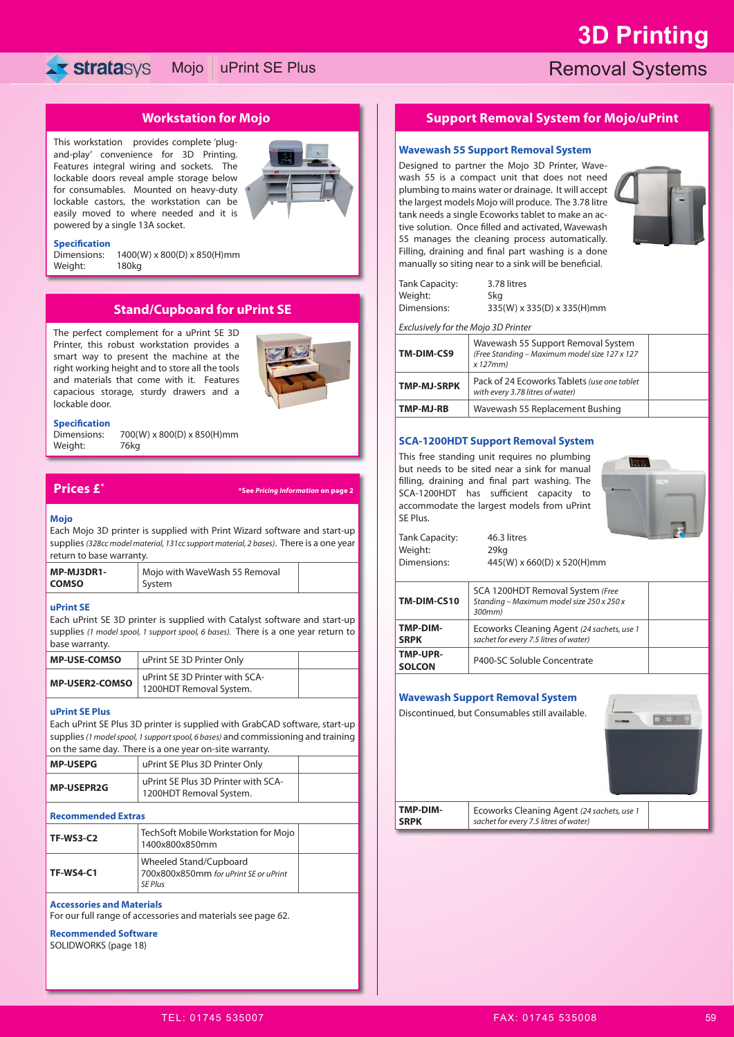# 3D Printing

stratasys Mojo | uPrint SE Plus

## Removal Systems

## Workstation for Mojo

This workstation provides complete 'plug-and-play' convenience for 3D Printing. Features integral wiring and sockets. The lockable doors reveal ample storage below for consumables. Mounted on heavy-duty lockable castors, the workstation can be easily moved to where needed and it is powered by a single 13A socket.

**Specification**

Dimensions: 1400(W) x 800(D) x 850(H)mm
Weight: 180kg

## Stand/Cupboard for uPrint SE

The perfect complement for a uPrint SE 3D Printer, this robust workstation provides a smart way to present the machine at the right working height and to store all the tools and materials that come with it. Features capacious storage, sturdy drawers and a lockable door.

**Specification**

Dimensions: 700(W) x 800(D) x 850(H)mm
Weight: 76kg

## Prices £*

*See *Pricing Information* on page 2

### Mojo

Each Mojo 3D printer is supplied with Print Wizard software and start-up supplies *(328cc model material, 131cc support material, 2 bases)*. There is a one year return to base warranty.

| | | |
|---|---|---|
| **MP-MJ3DR1-COMSO** | Mojo with WaveWash 55 Removal System | |

### uPrint SE

Each uPrint SE 3D printer is supplied with Catalyst software and start-up supplies *(1 model spool, 1 support spool, 6 bases)*. There is one year return to base warranty.

| | | |
|---|---|---|
| **MP-USE-COMSO** | uPrint SE 3D Printer Only | |
| **MP-USER2-COMSO** | uPrint SE 3D Printer with SCA-1200HDT Removal System. | |

### uPrint SE Plus

Each uPrint SE Plus 3D printer is supplied with GrabCAD software, start-up supplies *(1 model spool, 1 support spool, 6 bases)* and commissioning and training on the same day. There is a one year on-site warranty.

| | | |
|---|---|---|
| **MP-USEPG** | uPrint SE Plus 3D Printer Only | |
| **MP-USEPR2G** | uPrint SE Plus 3D Printer with SCA-1200HDT Removal System. | |

### Recommended Extras

| | | |
|---|---|---|
| **TF-WS3-C2** | TechSoft Mobile Workstation for Mojo 1400x800x850mm | |
| **TF-WS4-C1** | Wheeled Stand/Cupboard 700x800x850mm *for uPrint SE or uPrint SE Plus* | |

### Accessories and Materials

For our full range of accessories and materials see page 62.

### Recommended Software

SOLIDWORKS (page 18)

## Support Removal System for Mojo/uPrint

### Wavewash 55 Support Removal System

Designed to partner the Mojo 3D Printer, Wavewash 55 is a compact unit that does not need plumbing to mains water or drainage. It will accept the largest models Mojo will produce. The 3.78 litre tank needs a single Ecoworks tablet to make an active solution. Once filled and activated, Wavewash 55 manages the cleaning process automatically. Filling, draining and final part washing is a done manually so siting near to a sink will be beneficial.

Tank Capacity: 3.78 litres
Weight: 5kg
Dimensions: 335(W) x 335(D) x 335(H)mm

*Exclusively for the Mojo 3D Printer*

| | | |
|---|---|---|
| **TM-DIM-CS9** | Wavewash 55 Support Removal System *(Free Standing – Maximum model size 127 x 127 x 127mm)* | |
| **TMP-MJ-SRPK** | Pack of 24 Ecoworks Tablets *(use one tablet with every 3.78 litres of water)* | |
| **TMP-MJ-RB** | Wavewash 55 Replacement Bushing | |

### SCA-1200HDT Support Removal System

This free standing unit requires no plumbing but needs to be sited near a sink for manual filling, draining and final part washing. The SCA-1200HDT has sufficient capacity to accommodate the largest models from uPrint SE Plus.

Tank Capacity: 46.3 litres
Weight: 29kg
Dimensions: 445(W) x 660(D) x 520(H)mm

| | | |
|---|---|---|
| **TM-DIM-CS10** | SCA 1200HDT Removal System *(Free Standing – Maximum model size 250 x 250 x 300mm)* | |
| **TMP-DIM-SRPK** | Ecoworks Cleaning Agent *(24 sachets, use 1 sachet for every 7.5 litres of water)* | |
| **TMP-UPR-SOLCON** | P400-SC Soluble Concentrate | |

### Wavewash Support Removal System

Discontinued, but Consumables still available.

| | | |
|---|---|---|
| **TMP-DIM-SRPK** | Ecoworks Cleaning Agent *(24 sachets, use 1 sachet for every 7.5 litres of water)* | |

TEL: 01745 535007 FAX: 01745 535008